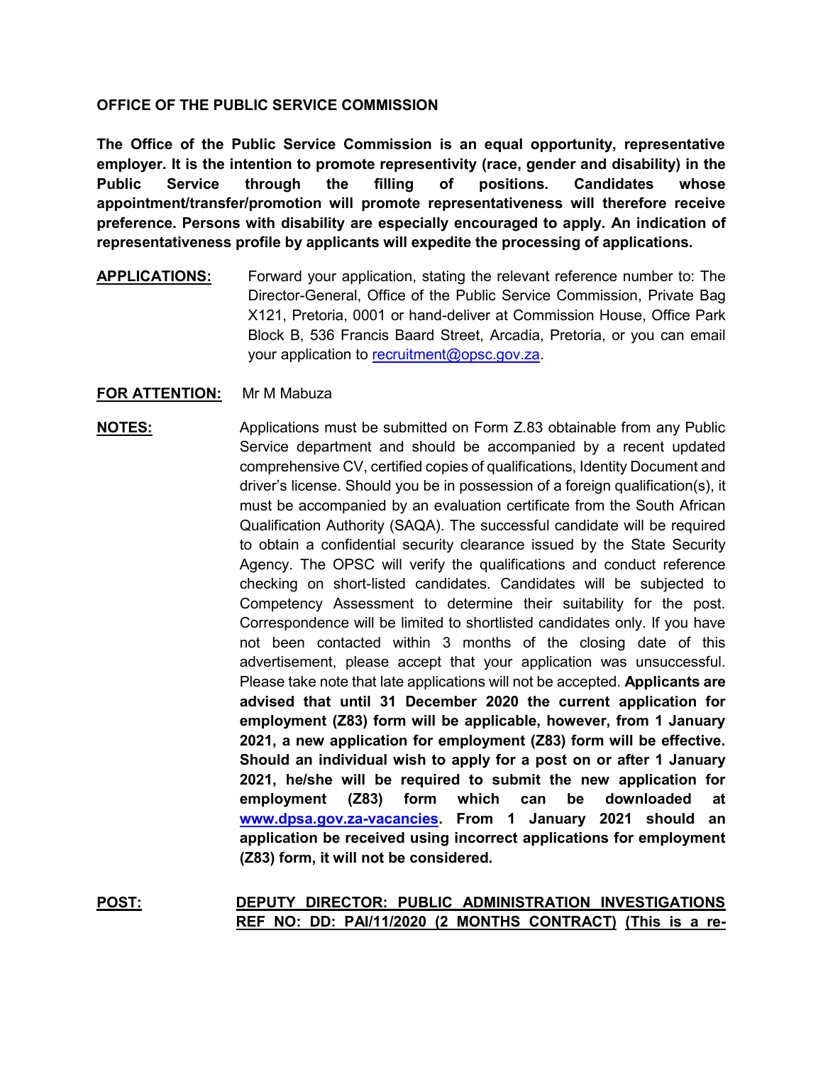**OFFICE OF THE PUBLIC SERVICE COMMISSION**

**The Office of the Public Service Commission is an equal opportunity, representative employer. It is the intention to promote representivity (race, gender and disability) in the Public Service through the filling of positions. Candidates whose appointment/transfer/promotion will promote representativeness will therefore receive preference. Persons with disability are especially encouraged to apply. An indication of representativeness profile by applicants will expedite the processing of applications.**

**APPLICATIONS:** Forward your application, stating the relevant reference number to: The Director-General, Office of the Public Service Commission, Private Bag X121, Pretoria, 0001 or hand-deliver at Commission House, Office Park Block B, 536 Francis Baard Street, Arcadia, Pretoria, or you can email your application to recruitment@opsc.gov.za.

**FOR ATTENTION:** Mr M Mabuza

**NOTES:** Applications must be submitted on Form Z.83 obtainable from any Public Service department and should be accompanied by a recent updated comprehensive CV, certified copies of qualifications, Identity Document and driver's license. Should you be in possession of a foreign qualification(s), it must be accompanied by an evaluation certificate from the South African Qualification Authority (SAQA). The successful candidate will be required to obtain a confidential security clearance issued by the State Security Agency. The OPSC will verify the qualifications and conduct reference checking on short-listed candidates. Candidates will be subjected to Competency Assessment to determine their suitability for the post. Correspondence will be limited to shortlisted candidates only. If you have not been contacted within 3 months of the closing date of this advertisement, please accept that your application was unsuccessful. Please take note that late applications will not be accepted. **Applicants are advised that until 31 December 2020 the current application for employment (Z83) form will be applicable, however, from 1 January 2021, a new application for employment (Z83) form will be effective. Should an individual wish to apply for a post on or after 1 January 2021, he/she will be required to submit the new application for employment (Z83) form which can be downloaded at www.dpsa.gov.za-vacancies. From 1 January 2021 should an application be received using incorrect applications for employment (Z83) form, it will not be considered.**

**POST:** **DEPUTY DIRECTOR: PUBLIC ADMINISTRATION INVESTIGATIONS REF NO: DD: PAI/11/2020 (2 MONTHS CONTRACT) (This is a re-**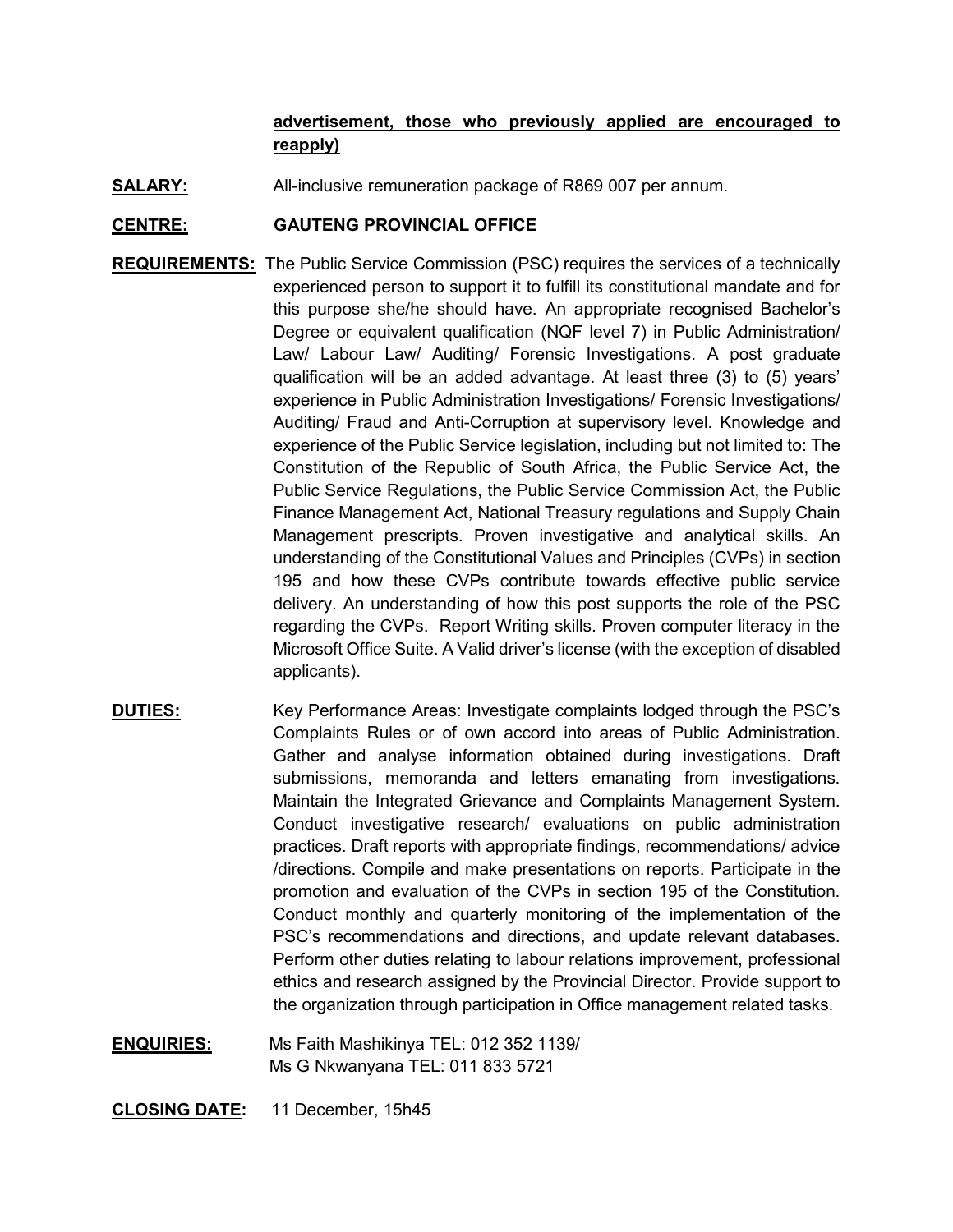**advertisement, those who previously applied are encouraged to reapply)**

**SALARY:** All-inclusive remuneration package of R869 007 per annum.

**CENTRE:** **GAUTENG PROVINCIAL OFFICE**

**REQUIREMENTS:** The Public Service Commission (PSC) requires the services of a technically experienced person to support it to fulfill its constitutional mandate and for this purpose she/he should have. An appropriate recognised Bachelor's Degree or equivalent qualification (NQF level 7) in Public Administration/ Law/ Labour Law/ Auditing/ Forensic Investigations. A post graduate qualification will be an added advantage. At least three (3) to (5) years' experience in Public Administration Investigations/ Forensic Investigations/ Auditing/ Fraud and Anti-Corruption at supervisory level. Knowledge and experience of the Public Service legislation, including but not limited to: The Constitution of the Republic of South Africa, the Public Service Act, the Public Service Regulations, the Public Service Commission Act, the Public Finance Management Act, National Treasury regulations and Supply Chain Management prescripts. Proven investigative and analytical skills. An understanding of the Constitutional Values and Principles (CVPs) in section 195 and how these CVPs contribute towards effective public service delivery. An understanding of how this post supports the role of the PSC regarding the CVPs. Report Writing skills. Proven computer literacy in the Microsoft Office Suite. A Valid driver's license (with the exception of disabled applicants).

**DUTIES:** Key Performance Areas: Investigate complaints lodged through the PSC's Complaints Rules or of own accord into areas of Public Administration. Gather and analyse information obtained during investigations. Draft submissions, memoranda and letters emanating from investigations. Maintain the Integrated Grievance and Complaints Management System. Conduct investigative research/ evaluations on public administration practices. Draft reports with appropriate findings, recommendations/ advice /directions. Compile and make presentations on reports. Participate in the promotion and evaluation of the CVPs in section 195 of the Constitution. Conduct monthly and quarterly monitoring of the implementation of the PSC's recommendations and directions, and update relevant databases. Perform other duties relating to labour relations improvement, professional ethics and research assigned by the Provincial Director. Provide support to the organization through participation in Office management related tasks.

**ENQUIRIES:** Ms Faith Mashikinya TEL: 012 352 1139/
Ms G Nkwanyana TEL: 011 833 5721

**CLOSING DATE:** 11 December, 15h45